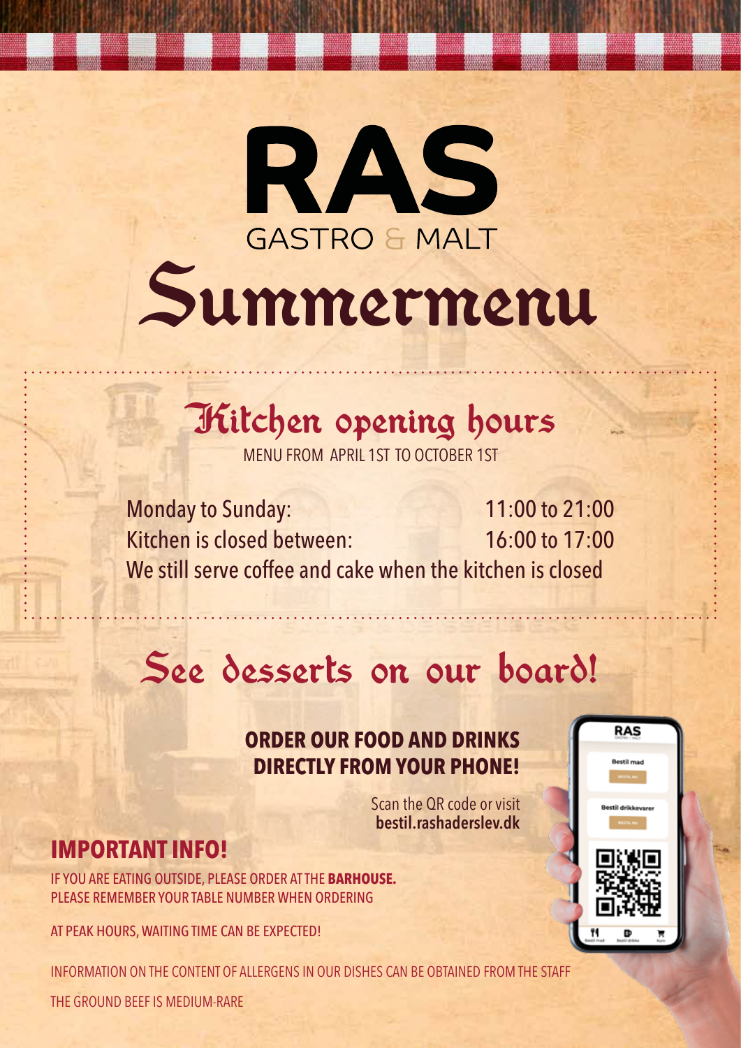# RAS

GASTRO & MALT

# Summermenu

## Kitchen opening hours

MENU FROM APRIL 1ST TO OCTOBER 1ST

| | |
|---|---|
| Monday to Sunday: | 11:00 to 21:00 |
| Kitchen is closed between: | 16:00 to 17:00 |

We still serve coffee and cake when the kitchen is closed

## See desserts on our board!

**ORDER OUR FOOD AND DRINKS DIRECTLY FROM YOUR PHONE!**

Scan the QR code or visit
**bestil.rashaderslev.dk**

## IMPORTANT INFO!

IF YOU ARE EATING OUTSIDE, PLEASE ORDER AT THE **BARHOUSE.**
PLEASE REMEMBER YOUR TABLE NUMBER WHEN ORDERING

AT PEAK HOURS, WAITING TIME CAN BE EXPECTED!

INFORMATION ON THE CONTENT OF ALLERGENS IN OUR DISHES CAN BE OBTAINED FROM THE STAFF

THE GROUND BEEF IS MEDIUM-RARE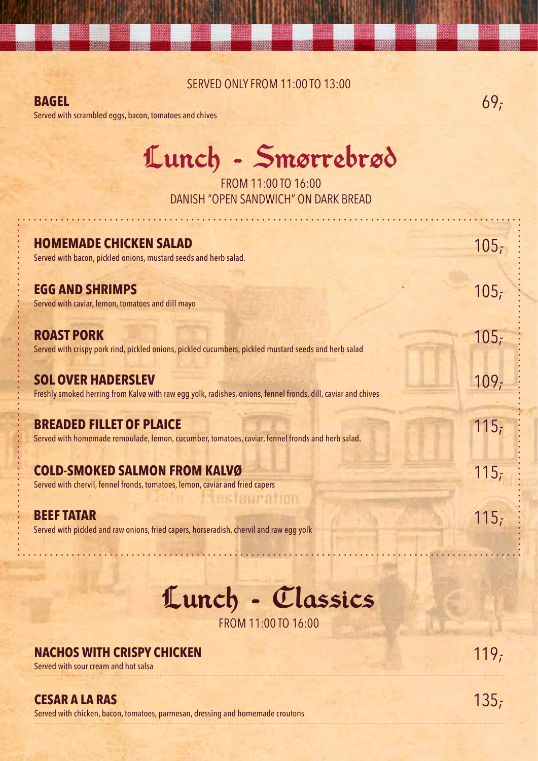SERVED ONLY FROM 11:00 TO 13:00

**BAGEL** 69,-
Served with scrambled eggs, bacon, tomatoes and chives

# Lunch - Smørrebrød

FROM 11:00 TO 16:00
DANISH "OPEN SANDWICH" ON DARK BREAD

**HOMEMADE CHICKEN SALAD** 105,-
Served with bacon, pickled onions, mustard seeds and herb salad.

**EGG AND SHRIMPS** 105,-
Served with caviar, lemon, tomatoes and dill mayo

**ROAST PORK** 105,-
Served with crispy pork rind, pickled onions, pickled cucumbers, pickled mustard seeds and herb salad

**SOL OVER HADERSLEV** 109,-
Freshly smoked herring from Kalvø with raw egg yolk, radishes, onions, fennel fronds, dill, caviar and chives

**BREADED FILLET OF PLAICE** 115,-
Served with homemade remoulade, lemon, cucumber, tomatoes, caviar, fennel fronds and herb salad.

**COLD-SMOKED SALMON FROM KALVØ** 115,-
Served with chervil, fennel fronds, tomatoes, lemon, caviar and fried capers

**BEEF TATAR** 115,-
Served with pickled and raw onions, fried capers, horseradish, chervil and raw egg yolk

# Lunch - Classics

FROM 11:00 TO 16:00

**NACHOS WITH CRISPY CHICKEN** 119,-
Served with sour cream and hot salsa

**CESAR A LA RAS** 135,-
Served with chicken, bacon, tomatoes, parmesan, dressing and homemade croutons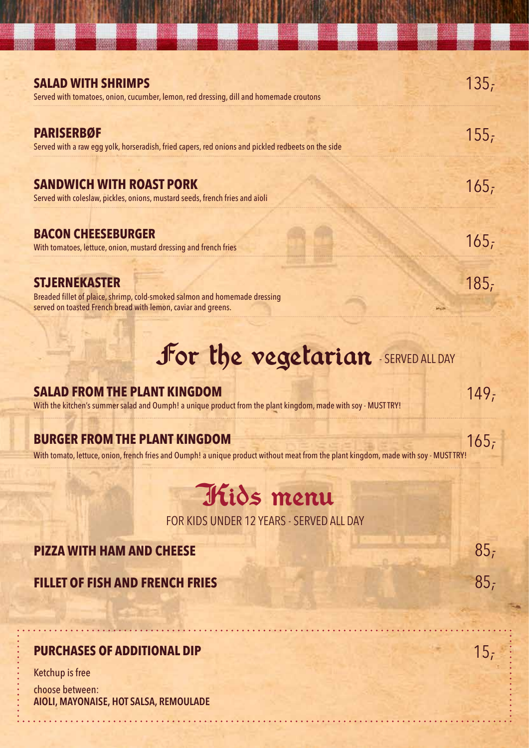### SALAD WITH SHRIMPS
135,-

Served with tomatoes, onion, cucumber, lemon, red dressing, dill and homemade croutons

### PARISERBØF
155,-

Served with a raw egg yolk, horseradish, fried capers, red onions and pickled redbeets on the side

### SANDWICH WITH ROAST PORK
165,-

Served with coleslaw, pickles, onions, mustard seeds, french fries and aioli

### BACON CHEESEBURGER
165,-

With tomatoes, lettuce, onion, mustard dressing and french fries

### STJERNEKASTER
185,-

Breaded fillet of plaice, shrimp, cold-smoked salmon and homemade dressing served on toasted French bread with lemon, caviar and greens.

## For the vegetarian - SERVED ALL DAY

### SALAD FROM THE PLANT KINGDOM
149,-

With the kitchen's summer salad and Oumph! a unique product from the plant kingdom, made with soy - MUST TRY!

### BURGER FROM THE PLANT KINGDOM
165,-

With tomato, lettuce, onion, french fries and Oumph! a unique product without meat from the plant kingdom, made with soy - MUST TRY!

## Kids menu

FOR KIDS UNDER 12 YEARS - SERVED ALL DAY

### PIZZA WITH HAM AND CHEESE
85,-

### FILLET OF FISH AND FRENCH FRIES
85,-

### PURCHASES OF ADDITIONAL DIP
15,-

Ketchup is free

choose between:
**AIOLI, MAYONAISE, HOT SALSA, REMOULADE**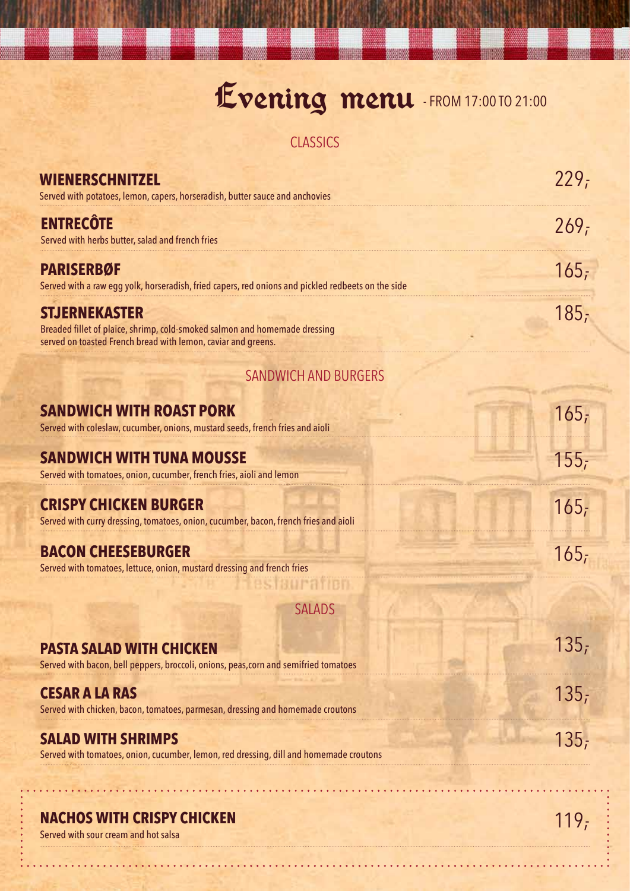# Evening menu - FROM 17:00 TO 21:00

## CLASSICS

**WIENERSCHNITZEL** 229,-
Served with potatoes, lemon, capers, horseradish, butter sauce and anchovies

**ENTRECÔTE** 269,-
Served with herbs butter, salad and french fries

**PARISERBØF** 165,-
Served with a raw egg yolk, horseradish, fried capers, red onions and pickled redbeets on the side

**STJERNEKASTER** 185,-
Breaded fillet of plaice, shrimp, cold-smoked salmon and homemade dressing
served on toasted French bread with lemon, caviar and greens.

## SANDWICH AND BURGERS

**SANDWICH WITH ROAST PORK** 165,-
Served with coleslaw, cucumber, onions, mustard seeds, french fries and aioli

**SANDWICH WITH TUNA MOUSSE** 155,-
Served with tomatoes, onion, cucumber, french fries, aioli and lemon

**CRISPY CHICKEN BURGER** 165,-
Served with curry dressing, tomatoes, onion, cucumber, bacon, french fries and aioli

**BACON CHEESEBURGER** 165,-
Served with tomatoes, lettuce, onion, mustard dressing and french fries

## SALADS

**PASTA SALAD WITH CHICKEN** 135,-
Served with bacon, bell peppers, broccoli, onions, peas,corn and semifried tomatoes

**CESAR A LA RAS** 135,-
Served with chicken, bacon, tomatoes, parmesan, dressing and homemade croutons

**SALAD WITH SHRIMPS** 135,-
Served with tomatoes, onion, cucumber, lemon, red dressing, dill and homemade croutons

---

**NACHOS WITH CRISPY CHICKEN** 119,-
Served with sour cream and hot salsa